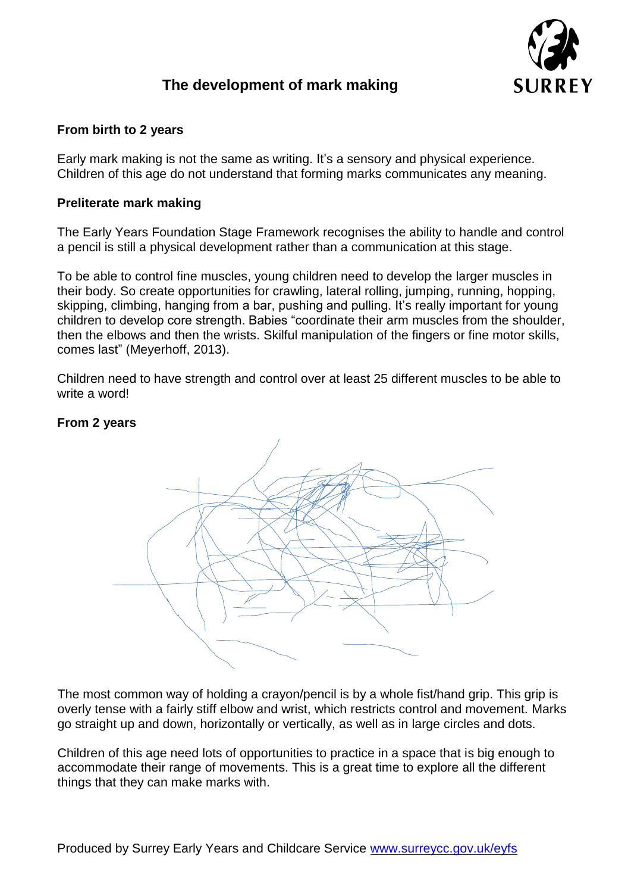# The development of mark making

### From birth to 2 years

Early mark making is not the same as writing. It's a sensory and physical experience. Children of this age do not understand that forming marks communicates any meaning.

### Preliterate mark making

The Early Years Foundation Stage Framework recognises the ability to handle and control a pencil is still a physical development rather than a communication at this stage.

To be able to control fine muscles, young children need to develop the larger muscles in their body. So create opportunities for crawling, lateral rolling, jumping, running, hopping, skipping, climbing, hanging from a bar, pushing and pulling. It's really important for young children to develop core strength. Babies "coordinate their arm muscles from the shoulder, then the elbows and then the wrists. Skilful manipulation of the fingers or fine motor skills, comes last" (Meyerhoff, 2013).

Children need to have strength and control over at least 25 different muscles to be able to write a word!

### From 2 years

The most common way of holding a crayon/pencil is by a whole fist/hand grip. This grip is overly tense with a fairly stiff elbow and wrist, which restricts control and movement. Marks go straight up and down, horizontally or vertically, as well as in large circles and dots.

Children of this age need lots of opportunities to practice in a space that is big enough to accommodate their range of movements. This is a great time to explore all the different things that they can make marks with.

Produced by Surrey Early Years and Childcare Service [www.surreycc.gov.uk/eyfs](www.surreycc.gov.uk/eyfs)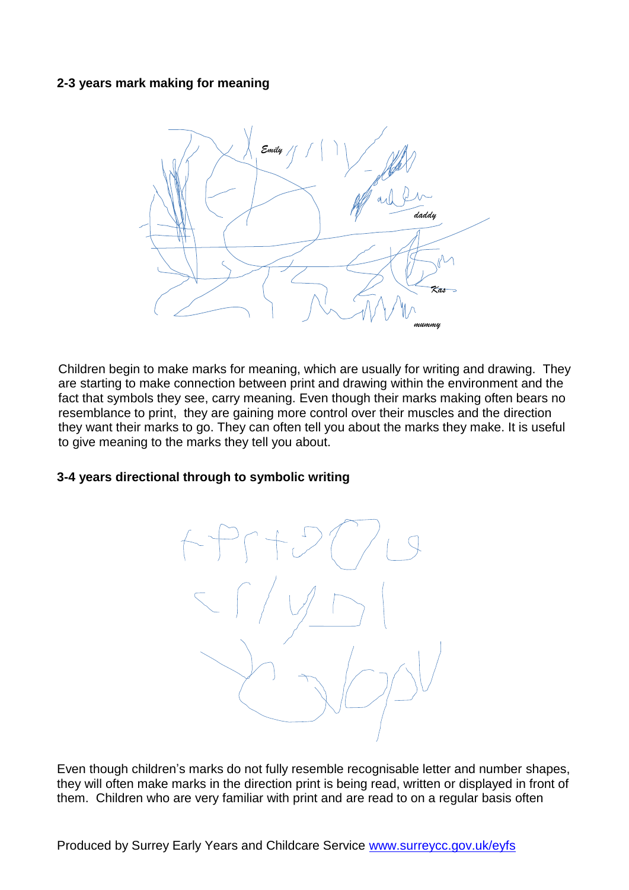**2-3 years mark making for meaning**

Children begin to make marks for meaning, which are usually for writing and drawing. They are starting to make connection between print and drawing within the environment and the fact that symbols they see, carry meaning. Even though their marks making often bears no resemblance to print, they are gaining more control over their muscles and the direction they want their marks to go. They can often tell you about the marks they make. It is useful to give meaning to the marks they tell you about.

**3-4 years directional through to symbolic writing**

Even though children's marks do not fully resemble recognisable letter and number shapes, they will often make marks in the direction print is being read, written or displayed in front of them. Children who are very familiar with print and are read to on a regular basis often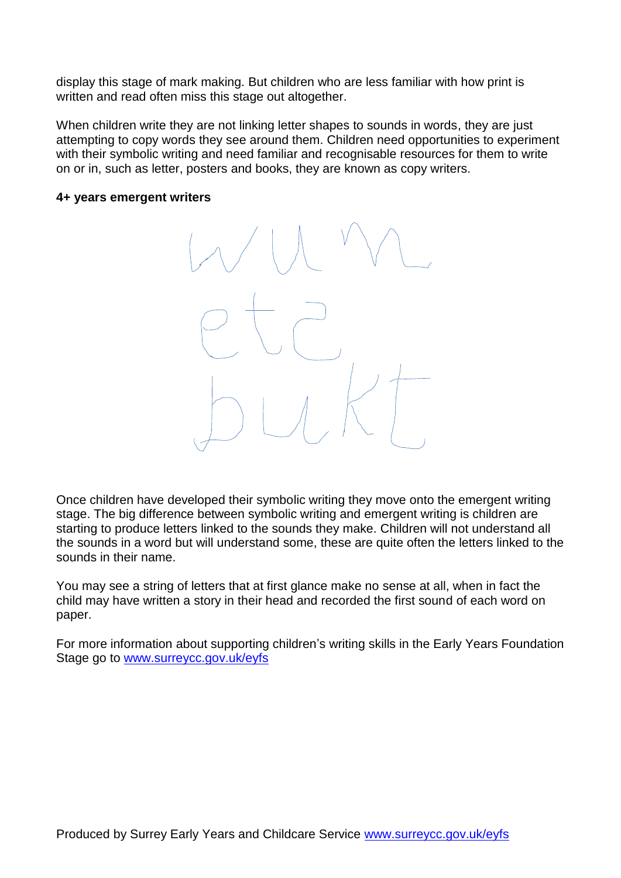display this stage of mark making. But children who are less familiar with how print is written and read often miss this stage out altogether.

When children write they are not linking letter shapes to sounds in words, they are just attempting to copy words they see around them. Children need opportunities to experiment with their symbolic writing and need familiar and recognisable resources for them to write on or in, such as letter, posters and books, they are known as copy writers.

**4+ years emergent writers**

Once children have developed their symbolic writing they move onto the emergent writing stage. The big difference between symbolic writing and emergent writing is children are starting to produce letters linked to the sounds they make. Children will not understand all the sounds in a word but will understand some, these are quite often the letters linked to the sounds in their name.

You may see a string of letters that at first glance make no sense at all, when in fact the child may have written a story in their head and recorded the first sound of each word on paper.

For more information about supporting children's writing skills in the Early Years Foundation Stage go to www.surreycc.gov.uk/eyfs